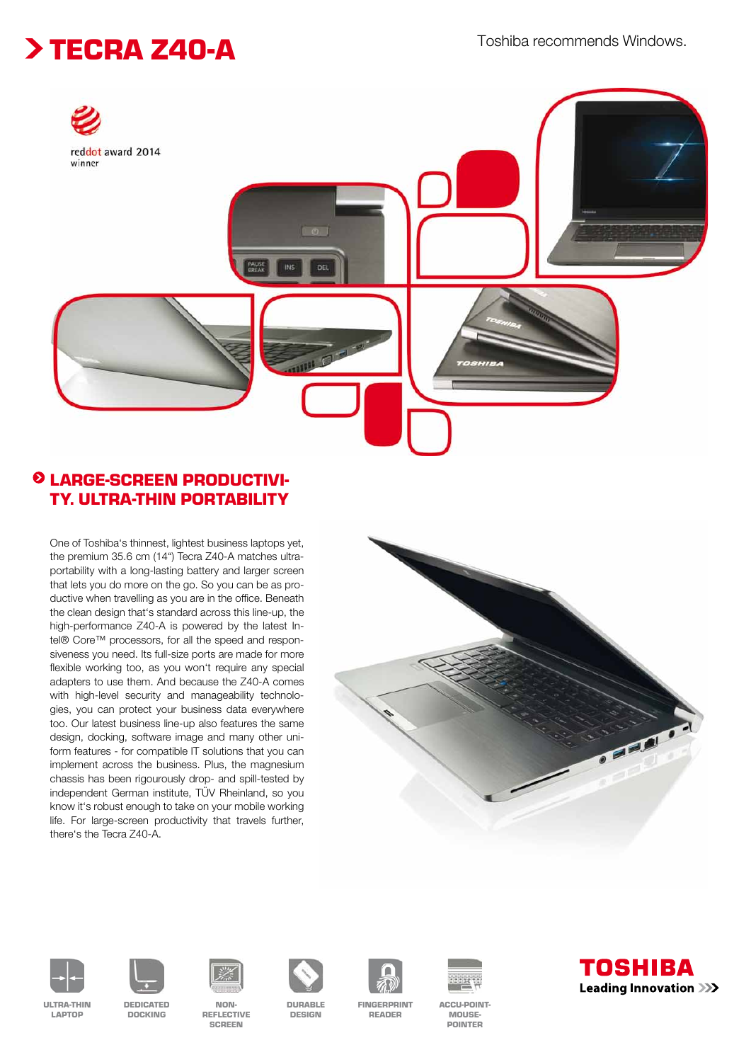# TECRA Z40-A

Toshiba recommends Windows.

reddot award 2014 winner

## LARGE-SCREEN PRODUCTIVITY. ULTRA-THIN PORTABILITY

One of Toshiba's thinnest, lightest business laptops yet, the premium 35.6 cm (14") Tecra Z40-A matches ultra-portability with a long-lasting battery and larger screen that lets you do more on the go. So you can be as productive when travelling as you are in the office. Beneath the clean design that's standard across this line-up, the high-performance Z40-A is powered by the latest Intel® Core™ processors, for all the speed and responsiveness you need. Its full-size ports are made for more flexible working too, as you won't require any special adapters to use them. And because the Z40-A comes with high-level security and manageability technologies, you can protect your business data everywhere too. Our latest business line-up also features the same design, docking, software image and many other uniform features - for compatible IT solutions that you can implement across the business. Plus, the magnesium chassis has been rigourously drop- and spill-tested by independent German institute, TÜV Rheinland, so you know it's robust enough to take on your mobile working life. For large-screen productivity that travels further, there's the Tecra Z40-A.

ULTRA-THIN LAPTOP

DEDICATED DOCKING

NON-REFLECTIVE SCREEN

DURABLE DESIGN

FINGERPRINT READER

ACCU-POINT-MOUSE-POINTER

TOSHIBA
Leading Innovation >>>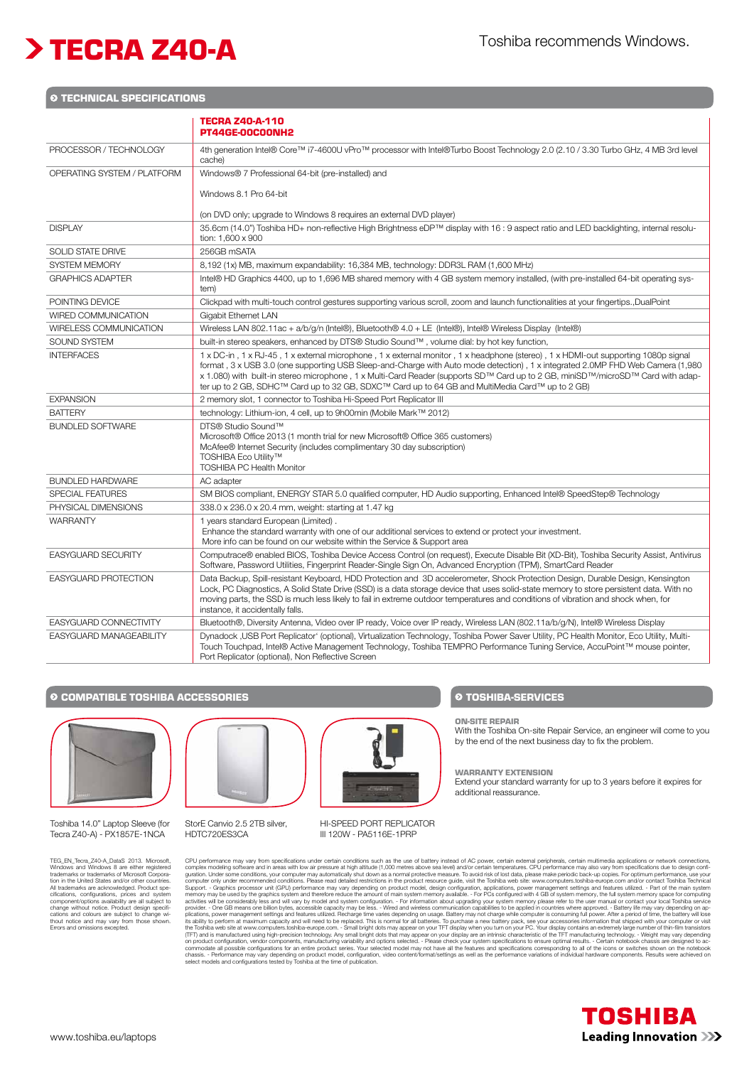# TECRA Z40-A

Toshiba recommends Windows.

## TECHNICAL SPECIFICATIONS

| | TECRA Z40-A-110 PT44GE-00C00NH2 |
|---|---|
| PROCESSOR / TECHNOLOGY | 4th generation Intel® Core™ i7-4600U vPro™ processor with Intel®Turbo Boost Technology 2.0 (2.10 / 3.30 Turbo GHz, 4 MB 3rd level cache) |
| OPERATING SYSTEM / PLATFORM | Windows® 7 Professional 64-bit (pre-installed) and<br><br>Windows 8.1 Pro 64-bit<br><br>(on DVD only; upgrade to Windows 8 requires an external DVD player) |
| DISPLAY | 35.6cm (14.0") Toshiba HD+ non-reflective High Brightness eDP™ display with 16 : 9 aspect ratio and LED backlighting, internal resolution: 1,600 x 900 |
| SOLID STATE DRIVE | 256GB mSATA |
| SYSTEM MEMORY | 8,192 (1x) MB, maximum expandability: 16,384 MB, technology: DDR3L RAM (1,600 MHz) |
| GRAPHICS ADAPTER | Intel® HD Graphics 4400, up to 1,696 MB shared memory with 4 GB system memory installed, (with pre-installed 64-bit operating system) |
| POINTING DEVICE | Clickpad with multi-touch control gestures supporting various scroll, zoom and launch functionalities at your fingertips.,DualPoint |
| WIRED COMMUNICATION | Gigabit Ethernet LAN |
| WIRELESS COMMUNICATION | Wireless LAN 802.11ac + a/b/g/n (Intel®), Bluetooth® 4.0 + LE (Intel®), Intel® Wireless Display (Intel®) |
| SOUND SYSTEM | built-in stereo speakers, enhanced by DTS® Studio Sound™ , volume dial: by hot key function, |
| INTERFACES | 1 x DC-in , 1 x RJ-45 , 1 x external microphone , 1 x external monitor , 1 x headphone (stereo) , 1 x HDMI-out supporting 1080p signal format , 3 x USB 3.0 (one supporting USB Sleep-and-Charge with Auto mode detection) , 1 x integrated 2.0MP FHD Web Camera (1,980 x 1.080) with built-in stereo microphone , 1 x Multi-Card Reader (supports SD™ Card up to 2 GB, miniSD™/microSD™ Card with adapter up to 2 GB, SDHC™ Card up to 32 GB, SDXC™ Card up to 64 GB and MultiMedia Card™ up to 2 GB) |
| EXPANSION | 2 memory slot, 1 connector to Toshiba Hi-Speed Port Replicator III |
| BATTERY | technology: Lithium-ion, 4 cell, up to 9h00min (Mobile Mark™ 2012) |
| BUNDLED SOFTWARE | DTS® Studio Sound™<br>Microsoft® Office 2013 (1 month trial for new Microsoft® Office 365 customers)<br>McAfee® Internet Security (includes complimentary 30 day subscription)<br>TOSHIBA Eco Utility™<br>TOSHIBA PC Health Monitor |
| BUNDLED HARDWARE | AC adapter |
| SPECIAL FEATURES | SM BIOS compliant, ENERGY STAR 5.0 qualified computer, HD Audio supporting, Enhanced Intel® SpeedStep® Technology |
| PHYSICAL DIMENSIONS | 338.0 x 236.0 x 20.4 mm, weight: starting at 1.47 kg |
| WARRANTY | 1 years standard European (Limited) .<br>Enhance the standard warranty with one of our additional services to extend or protect your investment.<br>More info can be found on our website within the Service & Support area |
| EASYGUARD SECURITY | Computrace® enabled BIOS, Toshiba Device Access Control (on request), Execute Disable Bit (XD-Bit), Toshiba Security Assist, Antivirus Software, Password Utilities, Fingerprint Reader-Single Sign On, Advanced Encryption (TPM), SmartCard Reader |
| EASYGUARD PROTECTION | Data Backup, Spill-resistant Keyboard, HDD Protection and 3D accelerometer, Shock Protection Design, Durable Design, Kensington Lock, PC Diagnostics, A Solid State Drive (SSD) is a data storage device that uses solid-state memory to store persistent data. With no moving parts, the SSD is much less likely to fail in extreme outdoor temperatures and conditions of vibration and shock when, for instance, it accidentally falls. |
| EASYGUARD CONNECTIVITY | Bluetooth®, Diversity Antenna, Video over IP ready, Voice over IP ready, Wireless LAN (802.11a/b/g/N), Intel® Wireless Display |
| EASYGUARD MANAGEABILITY | Dynadock ,USB Port Replicator' (optional), Virtualization Technology, Toshiba Power Saver Utility, PC Health Monitor, Eco Utility, Multi-Touch Touchpad, Intel® Active Management Technology, Toshiba TEMPRO Performance Tuning Service, AccuPoint™ mouse pointer, Port Replicator (optional), Non Reflective Screen |

## COMPATIBLE TOSHIBA ACCESSORIES

Toshiba 14.0" Laptop Sleeve (for Tecra Z40-A) - PX1857E-1NCA

StorE Canvio 2.5 2TB silver, HDTC720ES3CA

HI-SPEED PORT REPLICATOR III 120W - PA5116E-1PRP

## TOSHIBA-SERVICES

**ON-SITE REPAIR**
With the Toshiba On-site Repair Service, an engineer will come to you by the end of the next business day to fix the problem.

**WARRANTY EXTENSION**
Extend your standard warranty for up to 3 years before it expires for additional reassurance.

TEG_EN_Tecra_Z40-A_DataS 2013. Microsoft, Windows and Windows 8 are either registered trademarks or trademarks of Microsoft Corporation in the United States and/or other countries. All trademarks are acknowledged. Product specifications, configurations, prices and system component/options availability are all subject to change without notice. Product design specifications and colours are subject to change without notice and may vary from those shown. Errors and omissions excepted.

CPU performance may vary from specifications under certain conditions such as the use of battery instead of AC power, certain external peripherals, certain multimedia applications or network connections, complex modeling software and in areas with low air pressure at high altitude (1,000 metres above sea level) and/or certain temperatures. CPU performance may also vary from specifications due to design configuration. Under some conditions, your computer may automatically shut down as a normal protective measure. To avoid risk of lost data, please make periodic back-up copies. For optimum performance, use your computer only under recommended conditions. Please read detailed restrictions in the product resource guide, visit the Toshiba web site: www.computers.toshiba-europe.com and/or contact Toshiba Technical Support. - Graphics processor unit (GPU) performance may vary depending on product model, design configuration, applications, power management settings and features utilized. - Part of the main system memory may be used by the graphics system and therefore reduce the amount of main system memory available. - For PCs configured with 4 GB of system memory, the full system memory space for computing activities will be considerably less and will vary by model and system configuration. - For information about upgrading your system memory please refer to the user manual or contact your local Toshiba service provider. - One GB means one billion bytes, accessible capacity may be less. - Wired and wireless communication capabilities to be applied in countries where approved. - Battery life may vary depending on applications, power management settings and features utilized. Recharge time varies depending on usage. Battery may not charge while computer is consuming full power. After a period of time, the battery will lose its ability to perform at maximum capacity and will need to be replaced. This is normal for all batteries. To purchase a new battery pack, see your accessories information that shipped with your computer or visit the Toshiba web site at www.computers.toshiba-europe.com. - Small bright dots may appear on your TFT display when you turn on your PC. Your display contains an extremely large number of thin-film transistors (TFT) and is manufactured using high-precision technology. Any small bright dots that may appear on your display are an intrinsic characteristic of the TFT manufacturing technology. - Weight may vary depending on product configuration, vendor components, manufacturing variability and options selected. - Please check your system specifications to ensure optimal results. - Certain notebook chassis are designed to accommodate all possible configurations for an entire product series. Your selected model may not have all the features and specifications corresponding to all of the icons or switches shown on the notebook chassis. - Performance may vary depending on product model, configuration, video content/format/settings as well as the performance variations of individual hardware components. Results were achieved on select models and configurations tested by Toshiba at the time of publication.

www.toshiba.eu/laptops

TOSHIBA
Leading Innovation >>>